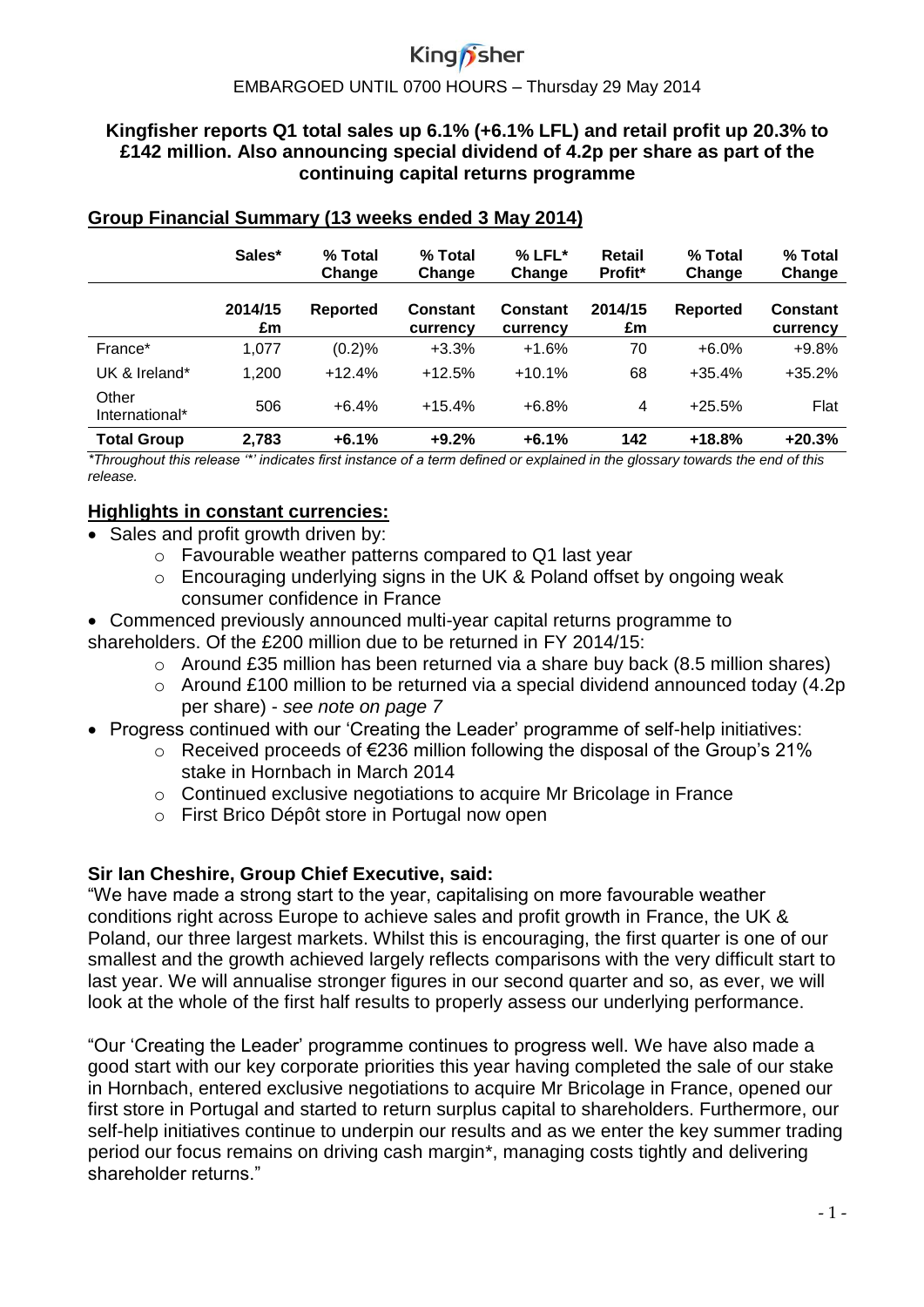Kingfisher

EMBARGOED UNTIL 0700 HOURS – Thursday 29 May 2014

**Kingfisher reports Q1 total sales up 6.1% (+6.1% LFL) and retail profit up 20.3% to £142 million. Also announcing special dividend of 4.2p per share as part of the continuing capital returns programme**

## Group Financial Summary (13 weeks ended 3 May 2014)

| | Sales* | % Total Change | % Total Change | % LFL* Change | Retail Profit* | % Total Change | % Total Change |
|---|---|---|---|---|---|---|---|
| | 2014/15 £m | Reported | Constant currency | Constant currency | 2014/15 £m | Reported | Constant currency |
| France* | 1,077 | (0.2)% | +3.3% | +1.6% | 70 | +6.0% | +9.8% |
| UK & Ireland* | 1,200 | +12.4% | +12.5% | +10.1% | 68 | +35.4% | +35.2% |
| Other International* | 506 | +6.4% | +15.4% | +6.8% | 4 | +25.5% | Flat |
| **Total Group** | **2,783** | **+6.1%** | **+9.2%** | **+6.1%** | **142** | **+18.8%** | **+20.3%** |

*\*Throughout this release '\*' indicates first instance of a term defined or explained in the glossary towards the end of this release.*

## Highlights in constant currencies:

- Sales and profit growth driven by:
  - Favourable weather patterns compared to Q1 last year
  - Encouraging underlying signs in the UK & Poland offset by ongoing weak consumer confidence in France
- Commenced previously announced multi-year capital returns programme to shareholders. Of the £200 million due to be returned in FY 2014/15:
  - Around £35 million has been returned via a share buy back (8.5 million shares)
  - Around £100 million to be returned via a special dividend announced today (4.2p per share) - *see note on page 7*
- Progress continued with our 'Creating the Leader' programme of self-help initiatives:
  - Received proceeds of €236 million following the disposal of the Group's 21% stake in Hornbach in March 2014
  - Continued exclusive negotiations to acquire Mr Bricolage in France
  - First Brico Dépôt store in Portugal now open

**Sir Ian Cheshire, Group Chief Executive, said:**

"We have made a strong start to the year, capitalising on more favourable weather conditions right across Europe to achieve sales and profit growth in France, the UK & Poland, our three largest markets. Whilst this is encouraging, the first quarter is one of our smallest and the growth achieved largely reflects comparisons with the very difficult start to last year. We will annualise stronger figures in our second quarter and so, as ever, we will look at the whole of the first half results to properly assess our underlying performance.

"Our 'Creating the Leader' programme continues to progress well. We have also made a good start with our key corporate priorities this year having completed the sale of our stake in Hornbach, entered exclusive negotiations to acquire Mr Bricolage in France, opened our first store in Portugal and started to return surplus capital to shareholders. Furthermore, our self-help initiatives continue to underpin our results and as we enter the key summer trading period our focus remains on driving cash margin*, managing costs tightly and delivering shareholder returns."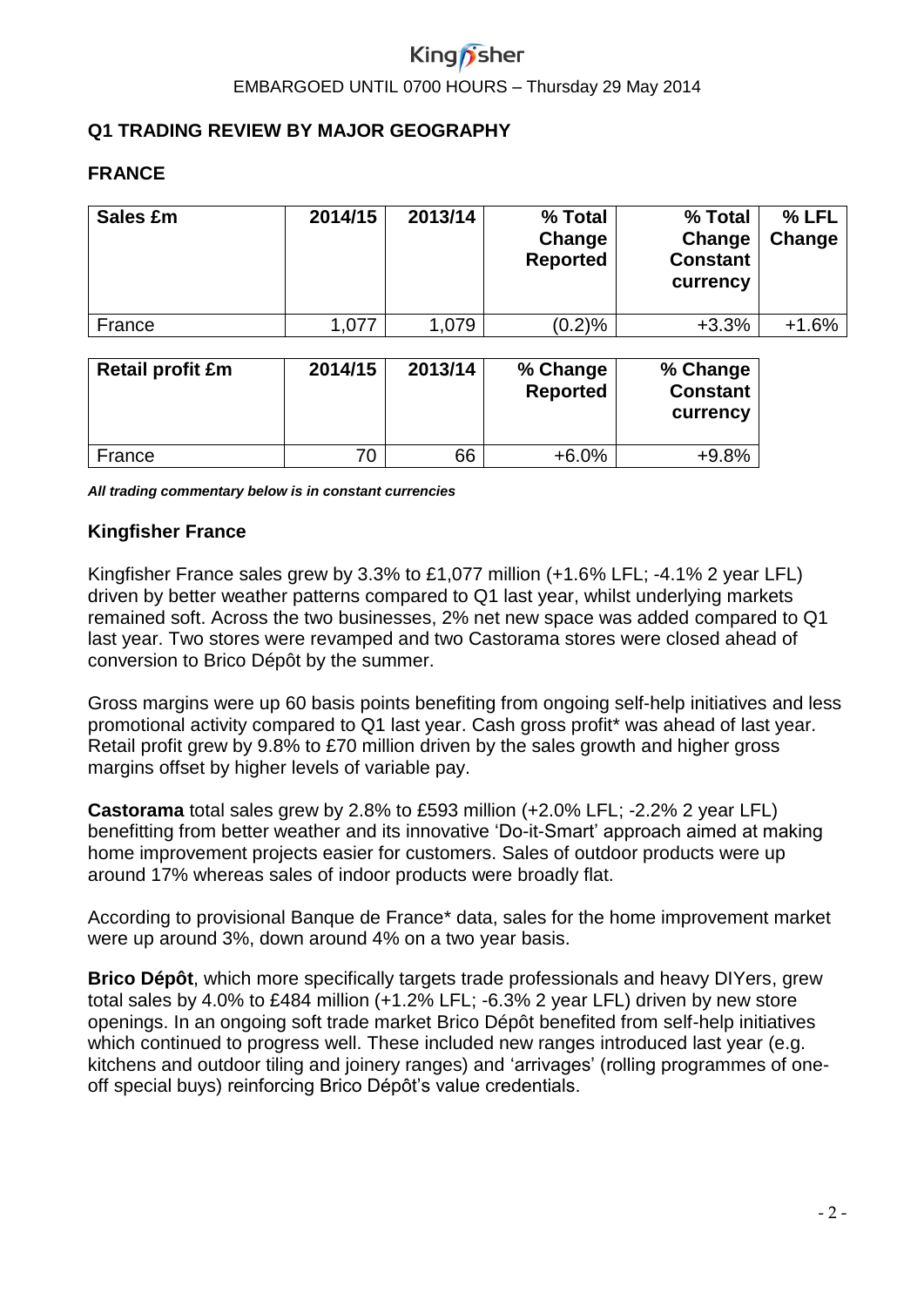## Q1 TRADING REVIEW BY MAJOR GEOGRAPHY

### FRANCE

| Sales £m | 2014/15 | 2013/14 | % Total Change Reported | % Total Change Constant currency | % LFL Change |
|---|---|---|---|---|---|
| France | 1,077 | 1,079 | (0.2)% | +3.3% | +1.6% |

| Retail profit £m | 2014/15 | 2013/14 | % Change Reported | % Change Constant currency |
|---|---|---|---|---|
| France | 70 | 66 | +6.0% | +9.8% |

***All trading commentary below is in constant currencies***

### Kingfisher France

Kingfisher France sales grew by 3.3% to £1,077 million (+1.6% LFL; -4.1% 2 year LFL) driven by better weather patterns compared to Q1 last year, whilst underlying markets remained soft. Across the two businesses, 2% net new space was added compared to Q1 last year. Two stores were revamped and two Castorama stores were closed ahead of conversion to Brico Dépôt by the summer.

Gross margins were up 60 basis points benefiting from ongoing self-help initiatives and less promotional activity compared to Q1 last year. Cash gross profit* was ahead of last year. Retail profit grew by 9.8% to £70 million driven by the sales growth and higher gross margins offset by higher levels of variable pay.

**Castorama** total sales grew by 2.8% to £593 million (+2.0% LFL; -2.2% 2 year LFL) benefitting from better weather and its innovative 'Do-it-Smart' approach aimed at making home improvement projects easier for customers. Sales of outdoor products were up around 17% whereas sales of indoor products were broadly flat.

According to provisional Banque de France* data, sales for the home improvement market were up around 3%, down around 4% on a two year basis.

**Brico Dépôt**, which more specifically targets trade professionals and heavy DIYers, grew total sales by 4.0% to £484 million (+1.2% LFL; -6.3% 2 year LFL) driven by new store openings. In an ongoing soft trade market Brico Dépôt benefited from self-help initiatives which continued to progress well. These included new ranges introduced last year (e.g. kitchens and outdoor tiling and joinery ranges) and 'arrivages' (rolling programmes of one-off special buys) reinforcing Brico Dépôt's value credentials.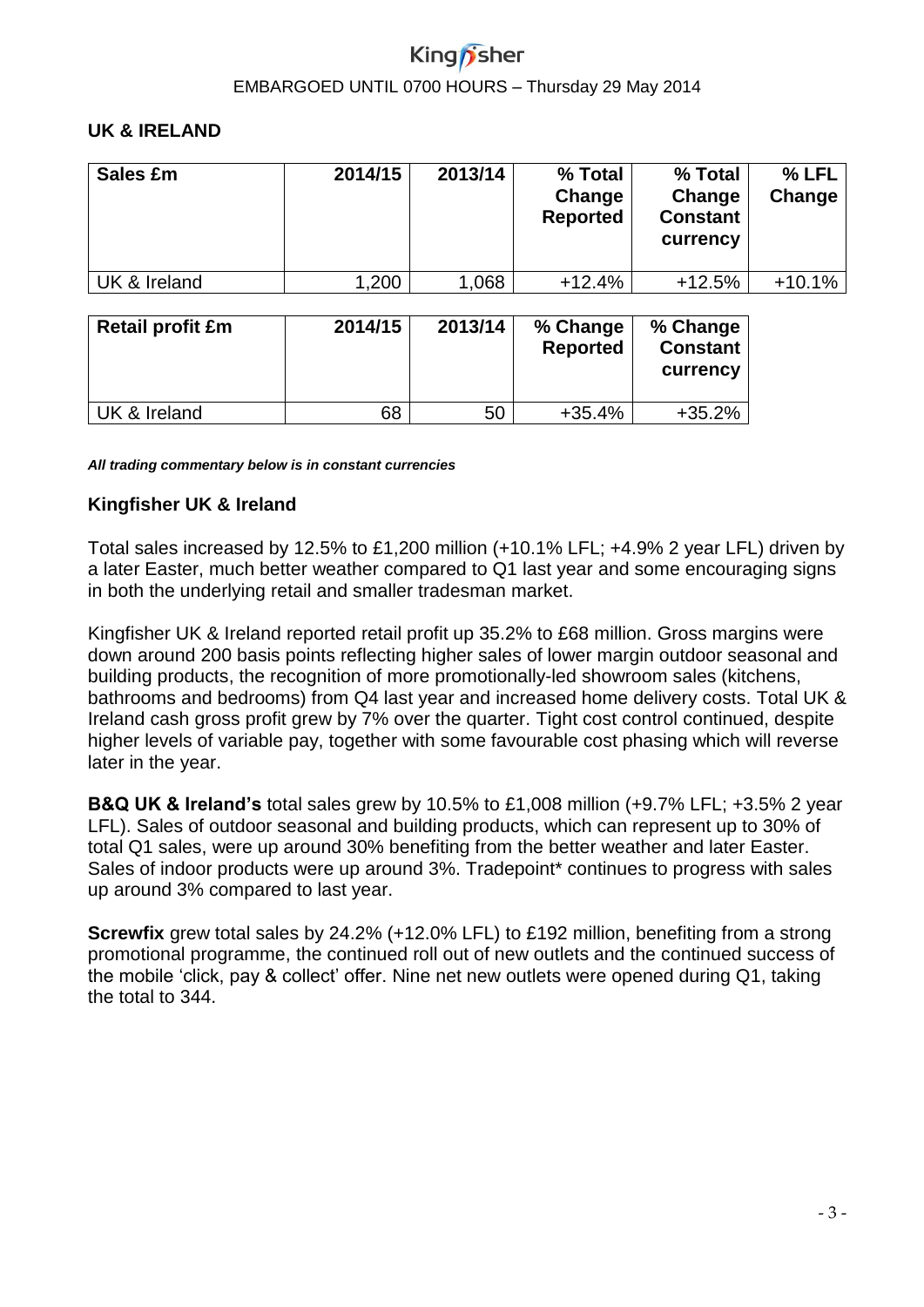## UK & IRELAND

| Sales £m | 2014/15 | 2013/14 | % Total Change Reported | % Total Change Constant currency | % LFL Change |
|---|---|---|---|---|---|
| UK & Ireland | 1,200 | 1,068 | +12.4% | +12.5% | +10.1% |

| Retail profit £m | 2014/15 | 2013/14 | % Change Reported | % Change Constant currency |
|---|---|---|---|---|
| UK & Ireland | 68 | 50 | +35.4% | +35.2% |

***All trading commentary below is in constant currencies***

### Kingfisher UK & Ireland

Total sales increased by 12.5% to £1,200 million (+10.1% LFL; +4.9% 2 year LFL) driven by a later Easter, much better weather compared to Q1 last year and some encouraging signs in both the underlying retail and smaller tradesman market.

Kingfisher UK & Ireland reported retail profit up 35.2% to £68 million. Gross margins were down around 200 basis points reflecting higher sales of lower margin outdoor seasonal and building products, the recognition of more promotionally-led showroom sales (kitchens, bathrooms and bedrooms) from Q4 last year and increased home delivery costs. Total UK & Ireland cash gross profit grew by 7% over the quarter. Tight cost control continued, despite higher levels of variable pay, together with some favourable cost phasing which will reverse later in the year.

**B&Q UK & Ireland's** total sales grew by 10.5% to £1,008 million (+9.7% LFL; +3.5% 2 year LFL). Sales of outdoor seasonal and building products, which can represent up to 30% of total Q1 sales, were up around 30% benefiting from the better weather and later Easter. Sales of indoor products were up around 3%. Tradepoint* continues to progress with sales up around 3% compared to last year.

**Screwfix** grew total sales by 24.2% (+12.0% LFL) to £192 million, benefiting from a strong promotional programme, the continued roll out of new outlets and the continued success of the mobile 'click, pay & collect' offer. Nine net new outlets were opened during Q1, taking the total to 344.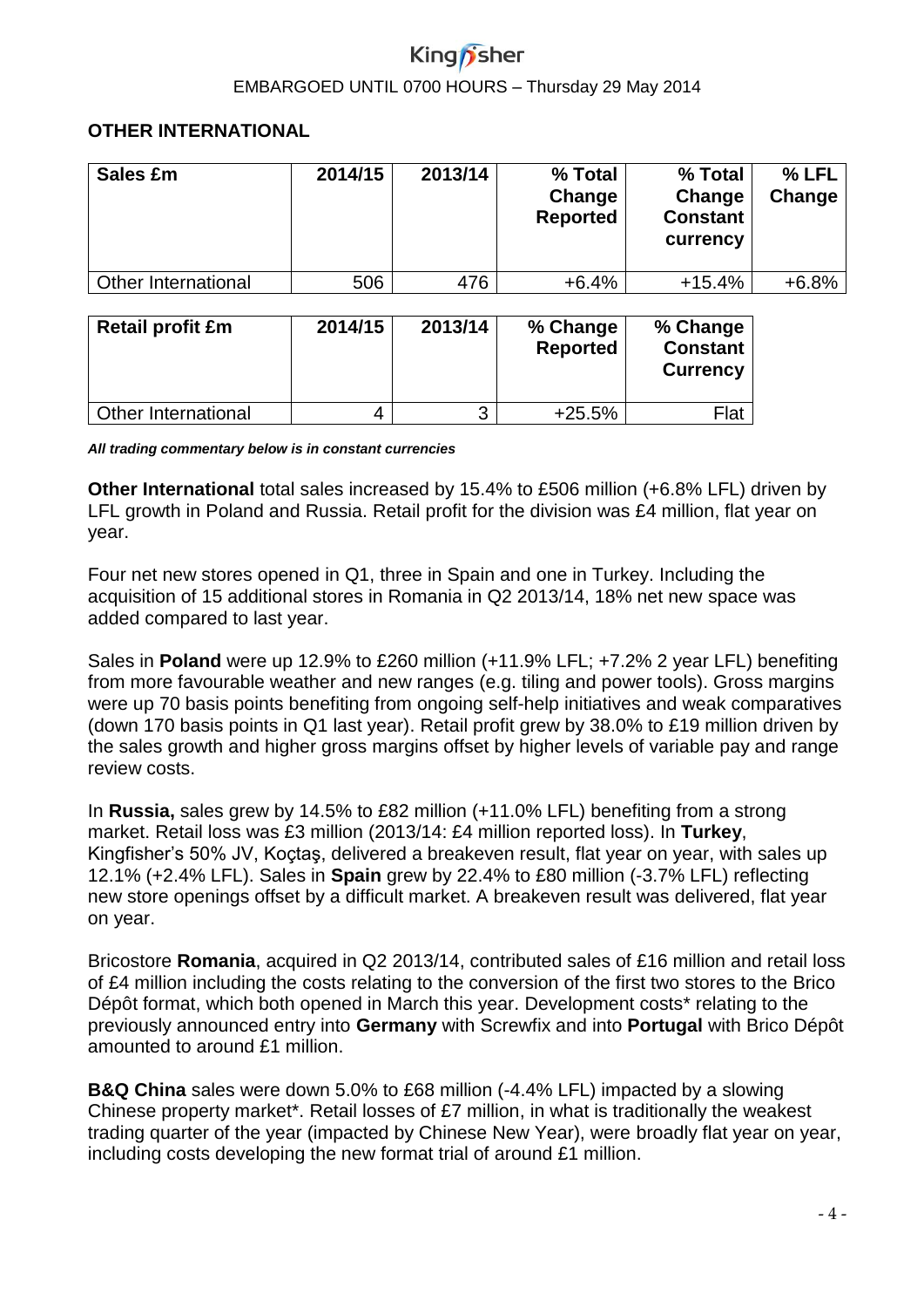## OTHER INTERNATIONAL

| Sales £m | 2014/15 | 2013/14 | % Total Change Reported | % Total Change Constant currency | % LFL Change |
|---|---|---|---|---|---|
| Other International | 506 | 476 | +6.4% | +15.4% | +6.8% |

| Retail profit £m | 2014/15 | 2013/14 | % Change Reported | % Change Constant Currency |
|---|---|---|---|---|
| Other International | 4 | 3 | +25.5% | Flat |

***All trading commentary below is in constant currencies***

**Other International** total sales increased by 15.4% to £506 million (+6.8% LFL) driven by LFL growth in Poland and Russia. Retail profit for the division was £4 million, flat year on year.

Four net new stores opened in Q1, three in Spain and one in Turkey. Including the acquisition of 15 additional stores in Romania in Q2 2013/14, 18% net new space was added compared to last year.

Sales in **Poland** were up 12.9% to £260 million (+11.9% LFL; +7.2% 2 year LFL) benefiting from more favourable weather and new ranges (e.g. tiling and power tools). Gross margins were up 70 basis points benefiting from ongoing self-help initiatives and weak comparatives (down 170 basis points in Q1 last year). Retail profit grew by 38.0% to £19 million driven by the sales growth and higher gross margins offset by higher levels of variable pay and range review costs.

In **Russia,** sales grew by 14.5% to £82 million (+11.0% LFL) benefiting from a strong market. Retail loss was £3 million (2013/14: £4 million reported loss). In **Turkey**, Kingfisher's 50% JV, Koçtaş, delivered a breakeven result, flat year on year, with sales up 12.1% (+2.4% LFL). Sales in **Spain** grew by 22.4% to £80 million (-3.7% LFL) reflecting new store openings offset by a difficult market. A breakeven result was delivered, flat year on year.

Bricostore **Romania**, acquired in Q2 2013/14, contributed sales of £16 million and retail loss of £4 million including the costs relating to the conversion of the first two stores to the Brico Dépôt format, which both opened in March this year. Development costs* relating to the previously announced entry into **Germany** with Screwfix and into **Portugal** with Brico Dépôt amounted to around £1 million.

**B&Q China** sales were down 5.0% to £68 million (-4.4% LFL) impacted by a slowing Chinese property market*. Retail losses of £7 million, in what is traditionally the weakest trading quarter of the year (impacted by Chinese New Year), were broadly flat year on year, including costs developing the new format trial of around £1 million.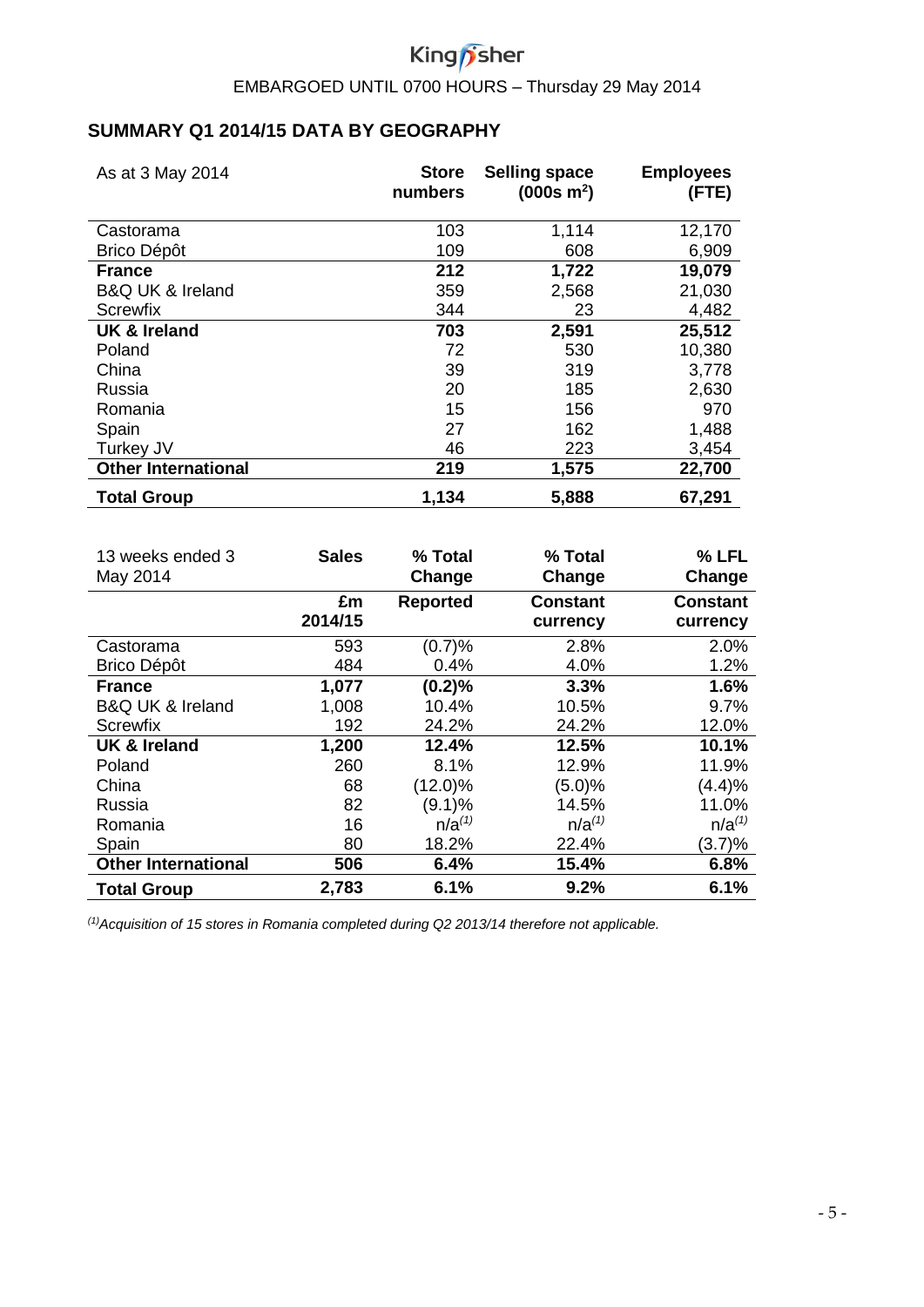EMBARGOED UNTIL 0700 HOURS – Thursday 29 May 2014

## SUMMARY Q1 2014/15 DATA BY GEOGRAPHY

| As at 3 May 2014 | Store numbers | Selling space (000s m$^2$) | Employees (FTE) |
|---|---|---|---|
| Castorama | 103 | 1,114 | 12,170 |
| Brico Dépôt | 109 | 608 | 6,909 |
| **France** | **212** | **1,722** | **19,079** |
| B&Q UK & Ireland | 359 | 2,568 | 21,030 |
| Screwfix | 344 | 23 | 4,482 |
| **UK & Ireland** | **703** | **2,591** | **25,512** |
| Poland | 72 | 530 | 10,380 |
| China | 39 | 319 | 3,778 |
| Russia | 20 | 185 | 2,630 |
| Romania | 15 | 156 | 970 |
| Spain | 27 | 162 | 1,488 |
| Turkey JV | 46 | 223 | 3,454 |
| **Other International** | **219** | **1,575** | **22,700** |
| **Total Group** | **1,134** | **5,888** | **67,291** |

| 13 weeks ended 3 May 2014 | Sales | % Total Change | % Total Change | % LFL Change |
|---|---|---|---|---|
| | £m 2014/15 | Reported | Constant currency | Constant currency |
| Castorama | 593 | (0.7)% | 2.8% | 2.0% |
| Brico Dépôt | 484 | 0.4% | 4.0% | 1.2% |
| **France** | **1,077** | **(0.2)%** | **3.3%** | **1.6%** |
| B&Q UK & Ireland | 1,008 | 10.4% | 10.5% | 9.7% |
| Screwfix | 192 | 24.2% | 24.2% | 12.0% |
| **UK & Ireland** | **1,200** | **12.4%** | **12.5%** | **10.1%** |
| Poland | 260 | 8.1% | 12.9% | 11.9% |
| China | 68 | (12.0)% | (5.0)% | (4.4)% |
| Russia | 82 | (9.1)% | 14.5% | 11.0% |
| Romania | 16 | n/a[1] | n/a[1] | n/a[1] |
| Spain | 80 | 18.2% | 22.4% | (3.7)% |
| **Other International** | **506** | **6.4%** | **15.4%** | **6.8%** |
| **Total Group** | **2,783** | **6.1%** | **9.2%** | **6.1%** |

*[1] Acquisition of 15 stores in Romania completed during Q2 2013/14 therefore not applicable.*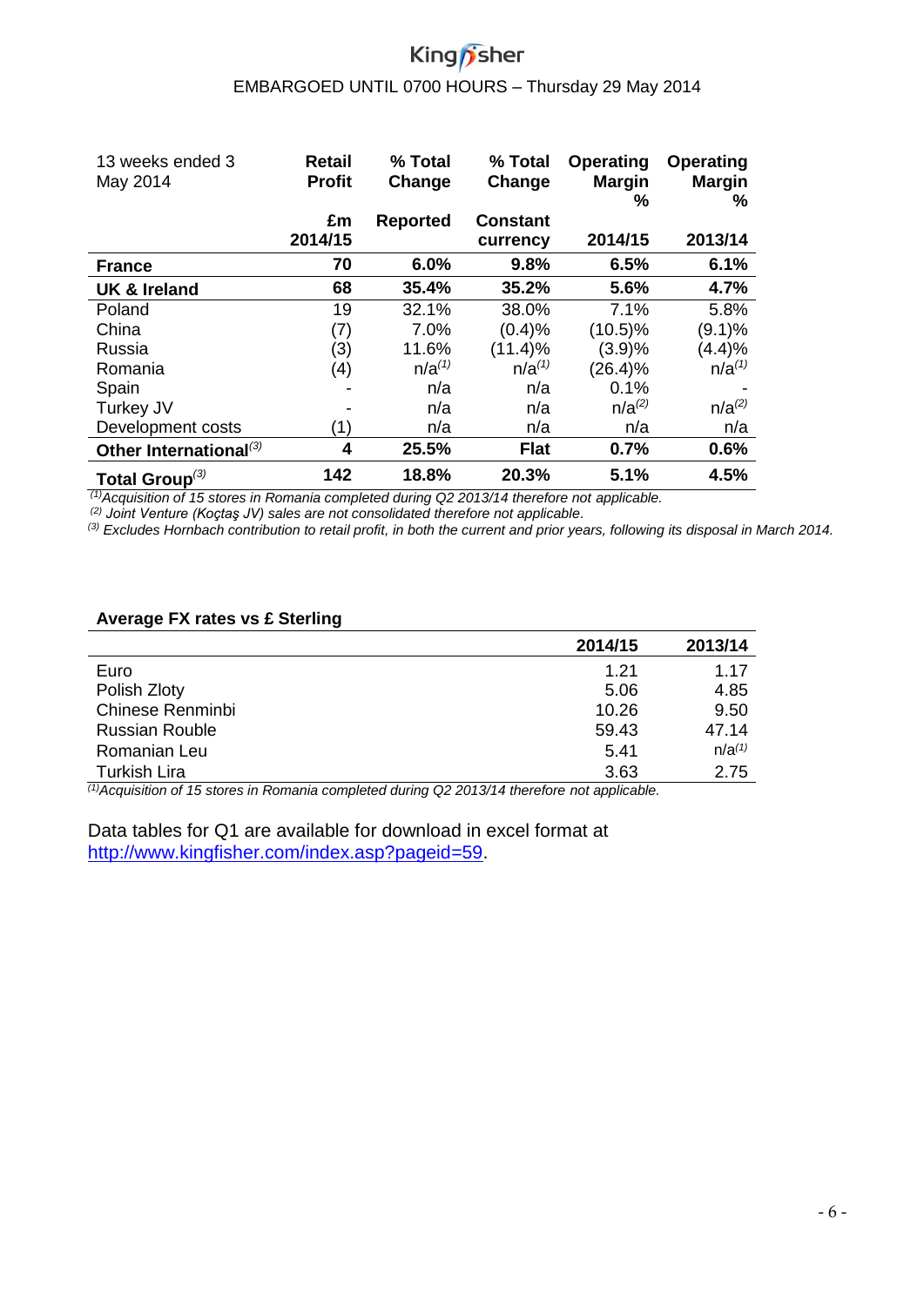EMBARGOED UNTIL 0700 HOURS – Thursday 29 May 2014

| 13 weeks ended 3 May 2014 | Retail Profit £m 2014/15 | % Total Change Reported | % Total Change Constant currency | Operating Margin % 2014/15 | Operating Margin % 2013/14 |
|---|---|---|---|---|---|
| **France** | **70** | **6.0%** | **9.8%** | **6.5%** | **6.1%** |
| **UK & Ireland** | **68** | **35.4%** | **35.2%** | **5.6%** | **4.7%** |
| Poland | 19 | 32.1% | 38.0% | 7.1% | 5.8% |
| China | (7) | 7.0% | (0.4)% | (10.5)% | (9.1)% |
| Russia | (3) | 11.6% | (11.4)% | (3.9)% | (4.4)% |
| Romania | (4) | n/a[1] | n/a[1] | (26.4)% | n/a[1] |
| Spain | - | n/a | n/a | 0.1% | - |
| Turkey JV | - | n/a | n/a | n/a[2] | n/a[2] |
| Development costs | (1) | n/a | n/a | n/a | n/a |
| **Other International**[3] | **4** | **25.5%** | **Flat** | **0.7%** | **0.6%** |
| **Total Group**[3] | **142** | **18.8%** | **20.3%** | **5.1%** | **4.5%** |

*[1] Acquisition of 15 stores in Romania completed during Q2 2013/14 therefore not applicable.*
*[2] Joint Venture (Koçtaş JV) sales are not consolidated therefore not applicable.*
*[3] Excludes Hornbach contribution to retail profit, in both the current and prior years, following its disposal in March 2014.*

**Average FX rates vs £ Sterling**

| | 2014/15 | 2013/14 |
|---|---|---|
| Euro | 1.21 | 1.17 |
| Polish Zloty | 5.06 | 4.85 |
| Chinese Renminbi | 10.26 | 9.50 |
| Russian Rouble | 59.43 | 47.14 |
| Romanian Leu | 5.41 | n/a[1] |
| Turkish Lira | 3.63 | 2.75 |

*[1] Acquisition of 15 stores in Romania completed during Q2 2013/14 therefore not applicable.*

Data tables for Q1 are available for download in excel format at [http://www.kingfisher.com/index.asp?pageid=59](http://www.kingfisher.com/index.asp?pageid=59).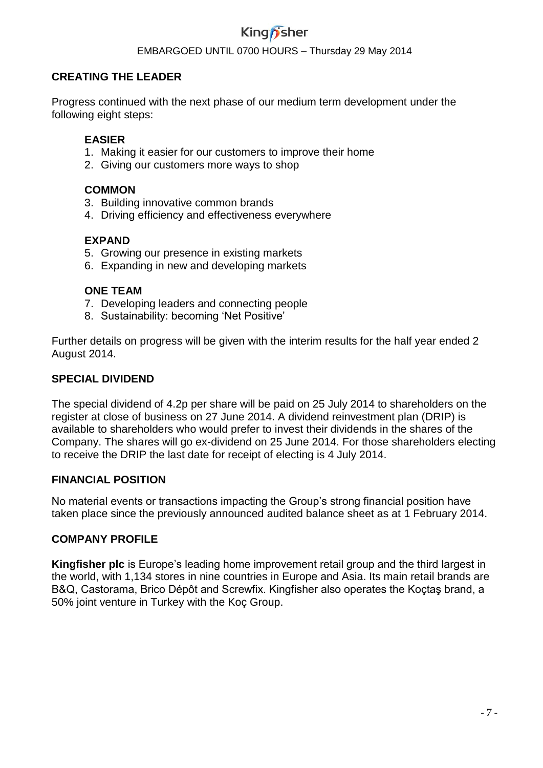## CREATING THE LEADER

Progress continued with the next phase of our medium term development under the following eight steps:

**EASIER**

1. Making it easier for our customers to improve their home
2. Giving our customers more ways to shop

**COMMON**

3. Building innovative common brands
4. Driving efficiency and effectiveness everywhere

**EXPAND**

5. Growing our presence in existing markets
6. Expanding in new and developing markets

**ONE TEAM**

7. Developing leaders and connecting people
8. Sustainability: becoming 'Net Positive'

Further details on progress will be given with the interim results for the half year ended 2 August 2014.

## SPECIAL DIVIDEND

The special dividend of 4.2p per share will be paid on 25 July 2014 to shareholders on the register at close of business on 27 June 2014. A dividend reinvestment plan (DRIP) is available to shareholders who would prefer to invest their dividends in the shares of the Company. The shares will go ex-dividend on 25 June 2014. For those shareholders electing to receive the DRIP the last date for receipt of electing is 4 July 2014.

## FINANCIAL POSITION

No material events or transactions impacting the Group's strong financial position have taken place since the previously announced audited balance sheet as at 1 February 2014.

## COMPANY PROFILE

**Kingfisher plc** is Europe's leading home improvement retail group and the third largest in the world, with 1,134 stores in nine countries in Europe and Asia. Its main retail brands are B&Q, Castorama, Brico Dépôt and Screwfix. Kingfisher also operates the Koçtaş brand, a 50% joint venture in Turkey with the Koç Group.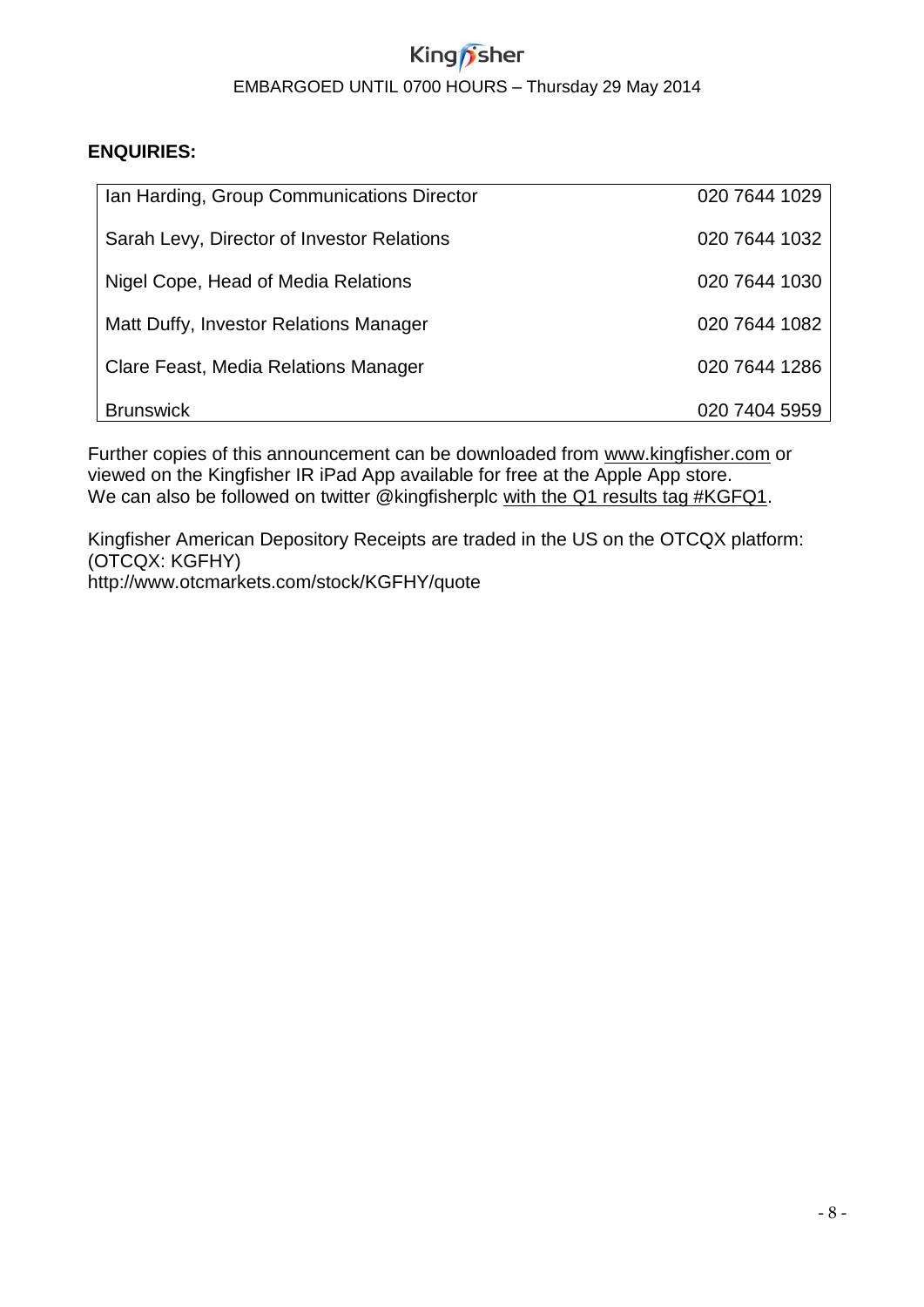**ENQUIRIES:**

| | |
|---|---|
| Ian Harding, Group Communications Director | 020 7644 1029 |
| Sarah Levy, Director of Investor Relations | 020 7644 1032 |
| Nigel Cope, Head of Media Relations | 020 7644 1030 |
| Matt Duffy, Investor Relations Manager | 020 7644 1082 |
| Clare Feast, Media Relations Manager | 020 7644 1286 |
| Brunswick | 020 7404 5959 |

Further copies of this announcement can be downloaded from www.kingfisher.com or viewed on the Kingfisher IR iPad App available for free at the Apple App store.
We can also be followed on twitter @kingfisherplc with the Q1 results tag #KGFQ1.

Kingfisher American Depository Receipts are traded in the US on the OTCQX platform: (OTCQX: KGFHY)
http://www.otcmarkets.com/stock/KGFHY/quote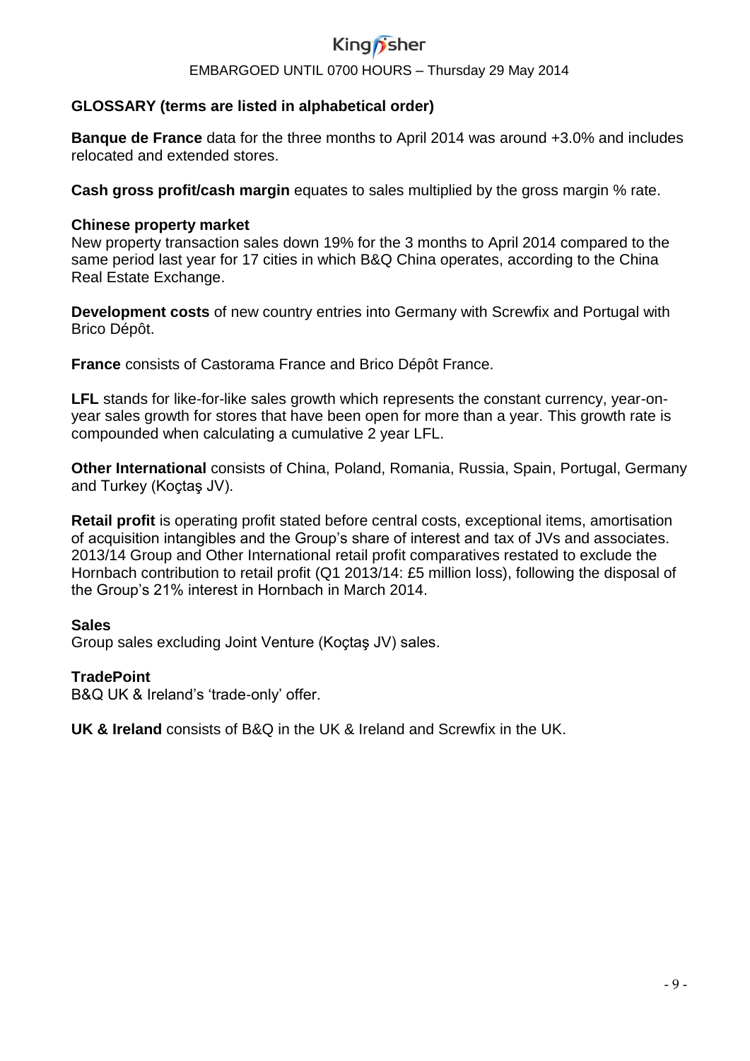## GLOSSARY (terms are listed in alphabetical order)

**Banque de France** data for the three months to April 2014 was around +3.0% and includes relocated and extended stores.

**Cash gross profit/cash margin** equates to sales multiplied by the gross margin % rate.

**Chinese property market**
New property transaction sales down 19% for the 3 months to April 2014 compared to the same period last year for 17 cities in which B&Q China operates, according to the China Real Estate Exchange.

**Development costs** of new country entries into Germany with Screwfix and Portugal with Brico Dépôt.

**France** consists of Castorama France and Brico Dépôt France.

**LFL** stands for like-for-like sales growth which represents the constant currency, year-on-year sales growth for stores that have been open for more than a year. This growth rate is compounded when calculating a cumulative 2 year LFL.

**Other International** consists of China, Poland, Romania, Russia, Spain, Portugal, Germany and Turkey (Koçtaş JV).

**Retail profit** is operating profit stated before central costs, exceptional items, amortisation of acquisition intangibles and the Group's share of interest and tax of JVs and associates. 2013/14 Group and Other International retail profit comparatives restated to exclude the Hornbach contribution to retail profit (Q1 2013/14: £5 million loss), following the disposal of the Group's 21% interest in Hornbach in March 2014.

**Sales**
Group sales excluding Joint Venture (Koçtaş JV) sales.

**TradePoint**
B&Q UK & Ireland's 'trade-only' offer.

**UK & Ireland** consists of B&Q in the UK & Ireland and Screwfix in the UK.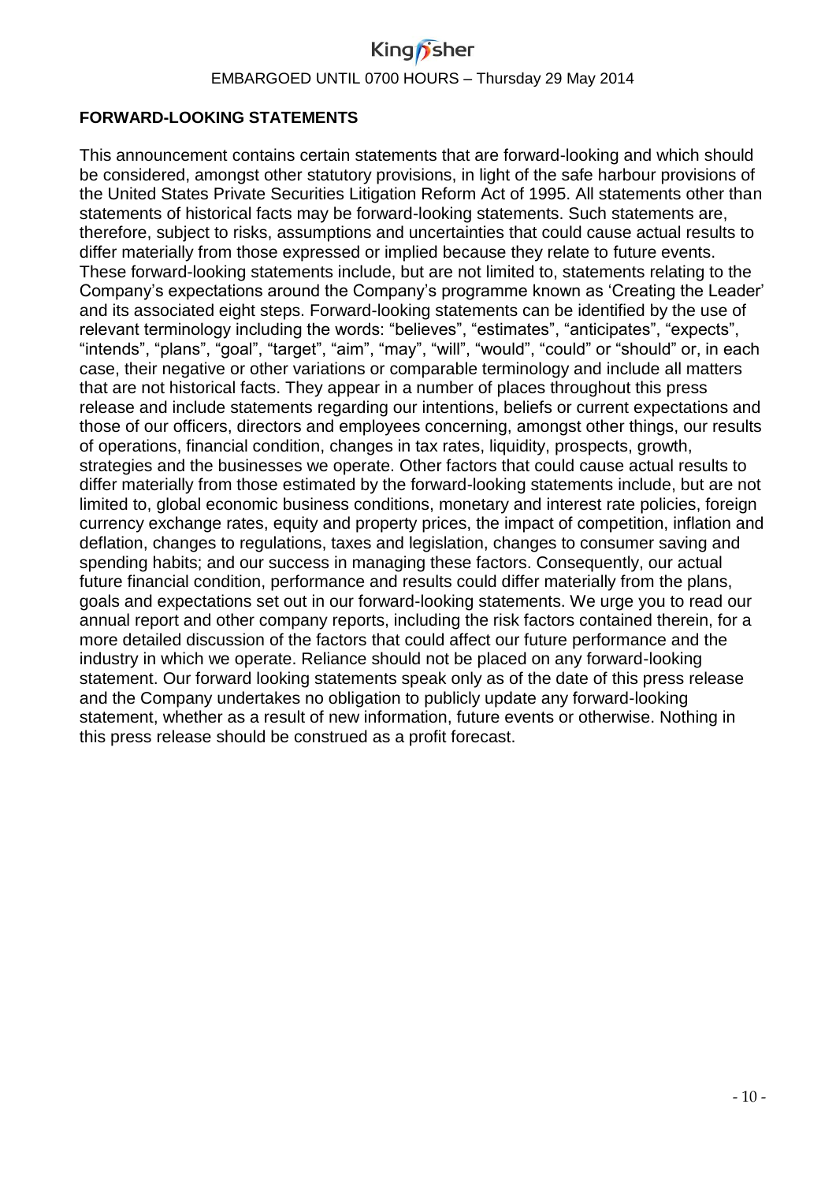## FORWARD-LOOKING STATEMENTS

This announcement contains certain statements that are forward-looking and which should be considered, amongst other statutory provisions, in light of the safe harbour provisions of the United States Private Securities Litigation Reform Act of 1995. All statements other than statements of historical facts may be forward-looking statements. Such statements are, therefore, subject to risks, assumptions and uncertainties that could cause actual results to differ materially from those expressed or implied because they relate to future events. These forward-looking statements include, but are not limited to, statements relating to the Company's expectations around the Company's programme known as 'Creating the Leader' and its associated eight steps. Forward-looking statements can be identified by the use of relevant terminology including the words: "believes", "estimates", "anticipates", "expects", "intends", "plans", "goal", "target", "aim", "may", "will", "would", "could" or "should" or, in each case, their negative or other variations or comparable terminology and include all matters that are not historical facts. They appear in a number of places throughout this press release and include statements regarding our intentions, beliefs or current expectations and those of our officers, directors and employees concerning, amongst other things, our results of operations, financial condition, changes in tax rates, liquidity, prospects, growth, strategies and the businesses we operate. Other factors that could cause actual results to differ materially from those estimated by the forward-looking statements include, but are not limited to, global economic business conditions, monetary and interest rate policies, foreign currency exchange rates, equity and property prices, the impact of competition, inflation and deflation, changes to regulations, taxes and legislation, changes to consumer saving and spending habits; and our success in managing these factors. Consequently, our actual future financial condition, performance and results could differ materially from the plans, goals and expectations set out in our forward-looking statements. We urge you to read our annual report and other company reports, including the risk factors contained therein, for a more detailed discussion of the factors that could affect our future performance and the industry in which we operate. Reliance should not be placed on any forward-looking statement. Our forward looking statements speak only as of the date of this press release and the Company undertakes no obligation to publicly update any forward-looking statement, whether as a result of new information, future events or otherwise. Nothing in this press release should be construed as a profit forecast.